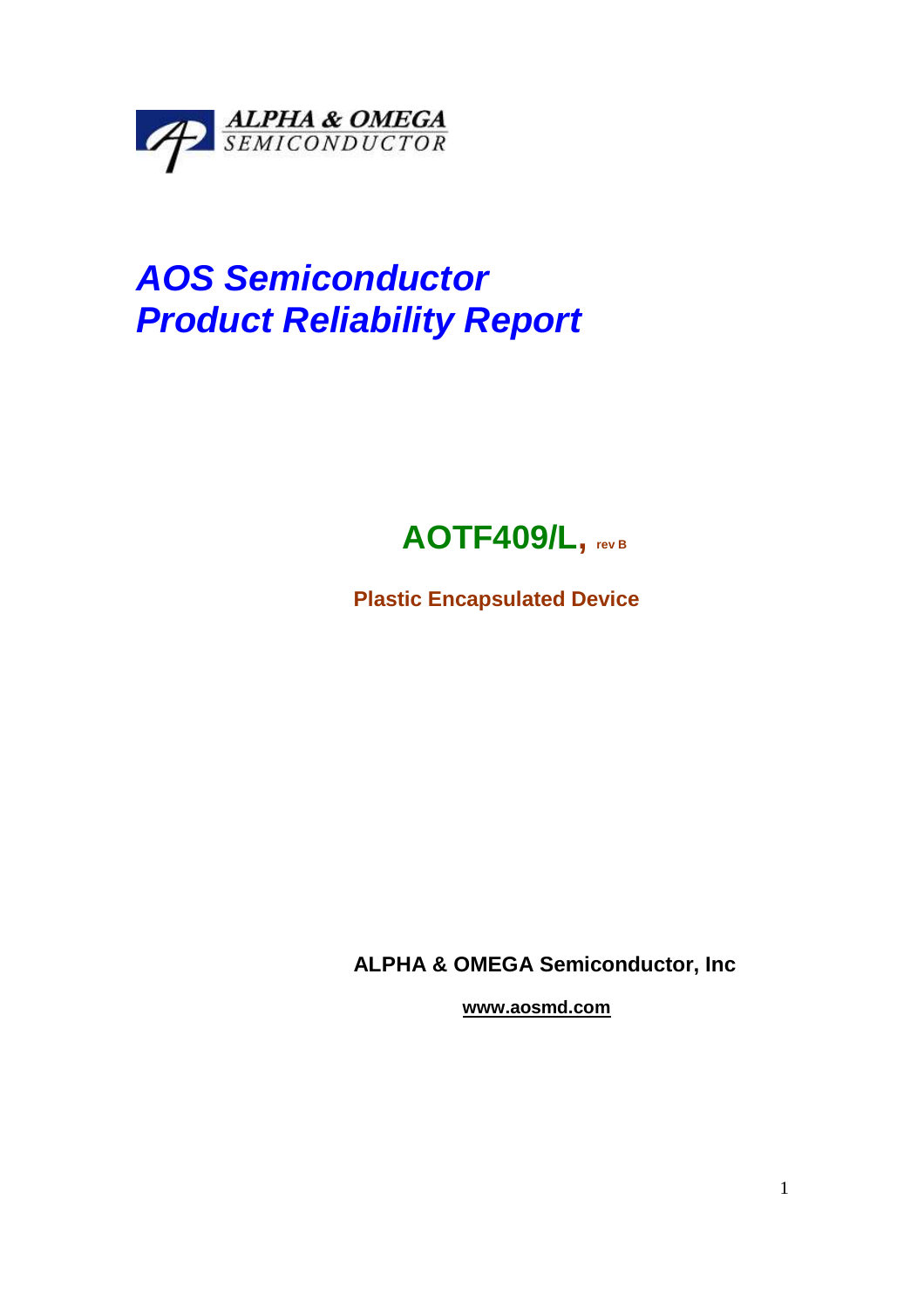ALPHA & OMEGA
SEMICONDUCTOR

# *AOS Semiconductor*
# *Product Reliability Report*

## AOTF409/L, rev B

**Plastic Encapsulated Device**

**ALPHA & OMEGA Semiconductor, Inc**

**www.aosmd.com**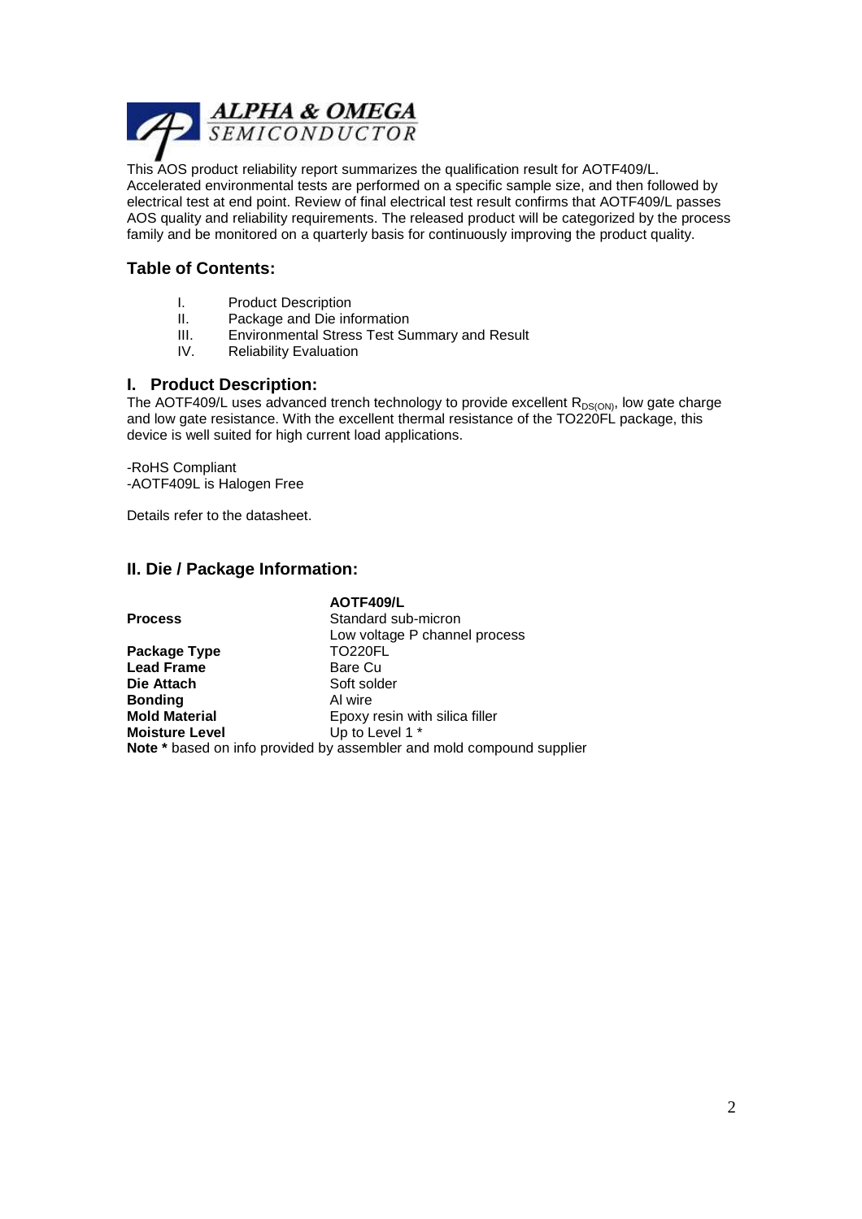This AOS product reliability report summarizes the qualification result for AOTF409/L. Accelerated environmental tests are performed on a specific sample size, and then followed by electrical test at end point. Review of final electrical test result confirms that AOTF409/L passes AOS quality and reliability requirements. The released product will be categorized by the process family and be monitored on a quarterly basis for continuously improving the product quality.

## Table of Contents:

I. Product Description
II. Package and Die information
III. Environmental Stress Test Summary and Result
IV. Reliability Evaluation

## I. Product Description:

The AOTF409/L uses advanced trench technology to provide excellent $R_{DS(ON)}$, low gate charge and low gate resistance. With the excellent thermal resistance of the TO220FL package, this device is well suited for high current load applications.

-RoHS Compliant
-AOTF409L is Halogen Free

Details refer to the datasheet.

## II. Die / Package Information:

| | **AOTF409/L** |
|---|---|
| **Process** | Standard sub-micron<br>Low voltage P channel process |
| **Package Type** | TO220FL |
| **Lead Frame** | Bare Cu |
| **Die Attach** | Soft solder |
| **Bonding** | Al wire |
| **Mold Material** | Epoxy resin with silica filler |
| **Moisture Level** | Up to Level 1 * |

**Note *** based on info provided by assembler and mold compound supplier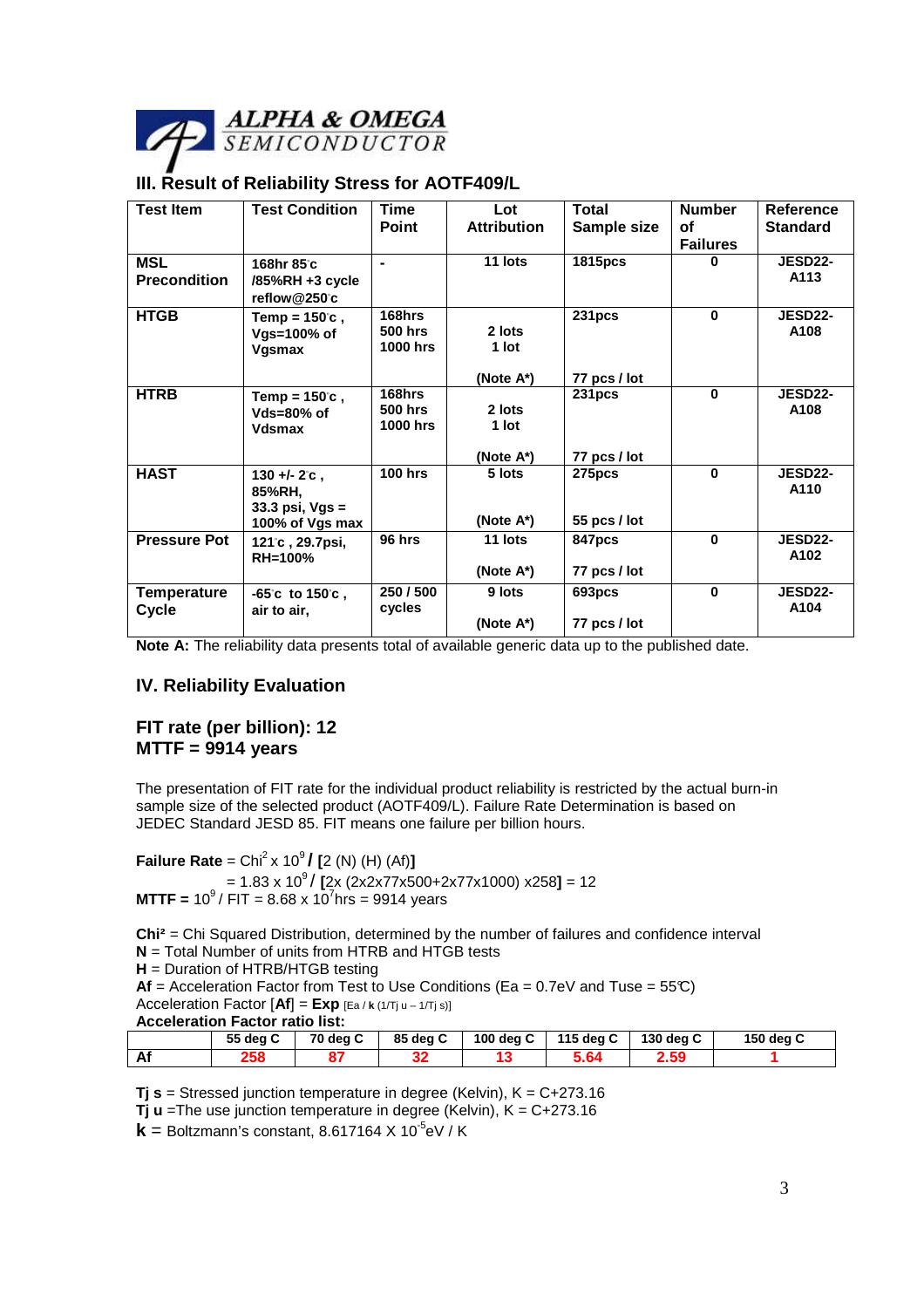## III. Result of Reliability Stress for AOTF409/L

| Test Item | Test Condition | Time Point | Lot Attribution | Total Sample size | Number of Failures | Reference Standard |
|---|---|---|---|---|---|---|
| MSL Precondition | 168hr 85°c /85%RH +3 cycle reflow@250°c | - | 11 lots | 1815pcs | 0 | JESD22-A113 |
| HTGB | Temp = 150°c , Vgs=100% of Vgsmax | 168hrs 500 hrs 1000 hrs | 2 lots 1 lot (Note A*) | 231pcs 77 pcs / lot | 0 | JESD22-A108 |
| HTRB | Temp = 150°c , Vds=80% of Vdsmax | 168hrs 500 hrs 1000 hrs | 2 lots 1 lot (Note A*) | 231pcs 77 pcs / lot | 0 | JESD22-A108 |
| HAST | 130 +/- 2°c , 85%RH, 33.3 psi, Vgs = 100% of Vgs max | 100 hrs | 5 lots (Note A*) | 275pcs 55 pcs / lot | 0 | JESD22-A110 |
| Pressure Pot | 121°c , 29.7psi, RH=100% | 96 hrs | 11 lots (Note A*) | 847pcs 77 pcs / lot | 0 | JESD22-A102 |
| Temperature Cycle | -65°c to 150°c , air to air, | 250 / 500 cycles | 9 lots (Note A*) | 693pcs 77 pcs / lot | 0 | JESD22-A104 |

**Note A:** The reliability data presents total of available generic data up to the published date.

## IV. Reliability Evaluation

### FIT rate (per billion): 12
### MTTF = 9914 years

The presentation of FIT rate for the individual product reliability is restricted by the actual burn-in sample size of the selected product (AOTF409/L). Failure Rate Determination is based on JEDEC Standard JESD 85. FIT means one failure per billion hours.

**Failure Rate** = $Chi^2 \times 10^9$ **/ [**2 (N) (H) (Af)**]**

= $1.83 \times 10^9$ / **[**2x (2x2x77x500+2x77x1000) x258**]** = 12

**MTTF =** $10^9$ / FIT = $8.68 \times 10^7$hrs = 9914 years

**Chi²** = Chi Squared Distribution, determined by the number of failures and confidence interval
**N** = Total Number of units from HTRB and HTGB tests
**H** = Duration of HTRB/HTGB testing
**Af** = Acceleration Factor from Test to Use Conditions (Ea = 0.7eV and Tuse = 55°C)
Acceleration Factor [**Af**] = **Exp** $[Ea / k (1/Tj_u - 1/Tj_s)]$
**Acceleration Factor ratio list:**

| | 55 deg C | 70 deg C | 85 deg C | 100 deg C | 115 deg C | 130 deg C | 150 deg C |
|---|---|---|---|---|---|---|---|
| Af | 258 | 87 | 32 | 13 | 5.64 | 2.59 | 1 |

**Tj s** = Stressed junction temperature in degree (Kelvin), K = C+273.16
**Tj u** =The use junction temperature in degree (Kelvin), K = C+273.16
**k** = Boltzmann's constant, $8.617164 \times 10^{-5}$eV / K